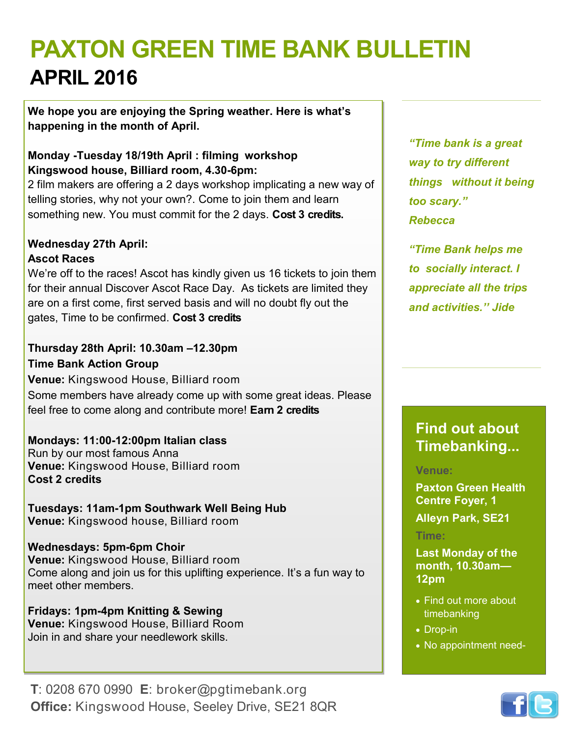# PAXTON GREEN TIME BANK BULLETIN

## APRIL 2016

**We hope you are enjoying the Spring weather. Here is what's happening in the month of April.**

**Monday -Tuesday 18/19th April : filming workshop**
**Kingswood house, Billiard room, 4.30-6pm:**
2 film makers are offering a 2 days workshop implicating a new way of telling stories, why not your own?. Come to join them and learn something new. You must commit for the 2 days. **Cost 3 credits.**

**Wednesday 27th April:**
**Ascot Races**
We're off to the races! Ascot has kindly given us 16 tickets to join them for their annual Discover Ascot Race Day. As tickets are limited they are on a first come, first served basis and will no doubt fly out the gates, Time to be confirmed. **Cost 3 credits**

**Thursday 28th April: 10.30am –12.30pm**
**Time Bank Action Group**
**Venue:** Kingswood House, Billiard room
Some members have already come up with some great ideas. Please feel free to come along and contribute more! **Earn 2 credits**

**Mondays: 11:00-12:00pm Italian class**
Run by our most famous Anna
**Venue:** Kingswood House, Billiard room
**Cost 2 credits**

**Tuesdays: 11am-1pm Southwark Well Being Hub**
**Venue:** Kingswood house, Billiard room

**Wednesdays: 5pm-6pm Choir**
**Venue:** Kingswood House, Billiard room
Come along and join us for this uplifting experience. It's a fun way to meet other members.

**Fridays: 1pm-4pm Knitting & Sewing**
**Venue:** Kingswood House, Billiard Room
Join in and share your needlework skills.

*"Time bank is a great way to try different things without it being too scary."*
*Rebecca*

*"Time Bank helps me to socially interact. I appreciate all the trips and activities." Jide*

### Find out about Timebanking...

**Venue:**

**Paxton Green Health Centre Foyer, 1 Alleyn Park, SE21**

**Time:**

**Last Monday of the month, 10.30am—12pm**

- Find out more about timebanking
- Drop-in
- No appointment need-

**T**: 0208 670 0990 **E**: broker@pgtimebank.org
**Office:** Kingswood House, Seeley Drive, SE21 8QR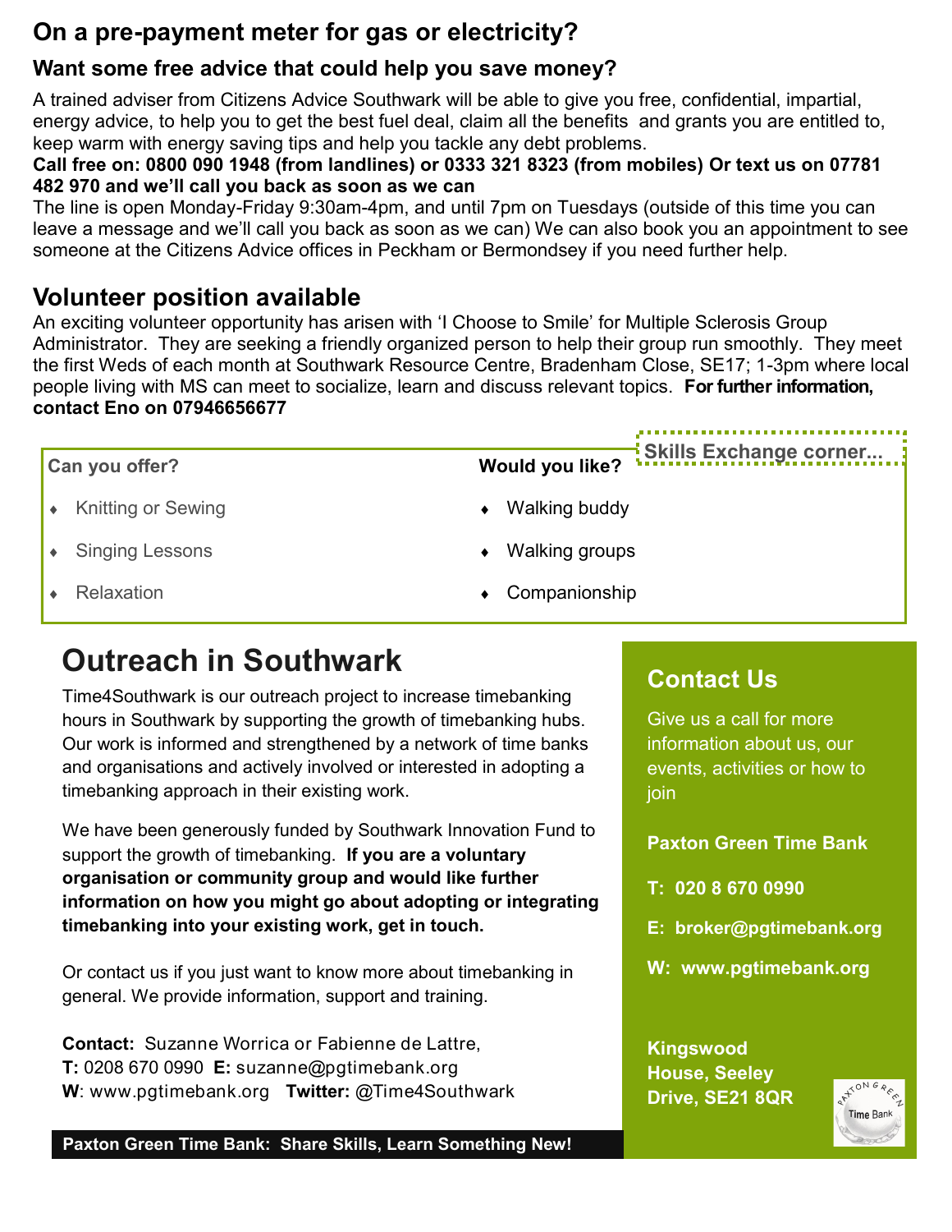## On a pre-payment meter for gas or electricity?

### Want some free advice that could help you save money?

A trained adviser from Citizens Advice Southwark will be able to give you free, confidential, impartial, energy advice, to help you to get the best fuel deal, claim all the benefits and grants you are entitled to, keep warm with energy saving tips and help you tackle any debt problems.

**Call free on: 0800 090 1948 (from landlines) or 0333 321 8323 (from mobiles) Or text us on 07781 482 970 and we'll call you back as soon as we can**

The line is open Monday-Friday 9:30am-4pm, and until 7pm on Tuesdays (outside of this time you can leave a message and we'll call you back as soon as we can) We can also book you an appointment to see someone at the Citizens Advice offices in Peckham or Bermondsey if you need further help.

## Volunteer position available

An exciting volunteer opportunity has arisen with 'I Choose to Smile' for Multiple Sclerosis Group Administrator. They are seeking a friendly organized person to help their group run smoothly. They meet the first Weds of each month at Southwark Resource Centre, Bradenham Close, SE17; 1-3pm where local people living with MS can meet to socialize, learn and discuss relevant topics. **For further information, contact Eno on 07946656677**

### Skills Exchange corner...

| Can you offer? | Would you like? |
|---|---|
| Knitting or Sewing | Walking buddy |
| Singing Lessons | Walking groups |
| Relaxation | Companionship |

# Outreach in Southwark

Time4Southwark is our outreach project to increase timebanking hours in Southwark by supporting the growth of timebanking hubs. Our work is informed and strengthened by a network of time banks and organisations and actively involved or interested in adopting a timebanking approach in their existing work.

We have been generously funded by Southwark Innovation Fund to support the growth of timebanking. **If you are a voluntary organisation or community group and would like further information on how you might go about adopting or integrating timebanking into your existing work, get in touch.**

Or contact us if you just want to know more about timebanking in general. We provide information, support and training.

**Contact:** Suzanne Worrica or Fabienne de Lattre,
**T:** 0208 670 0990 **E:** suzanne@pgtimebank.org
**W**: www.pgtimebank.org **Twitter:** @Time4Southwark

**Paxton Green Time Bank: Share Skills, Learn Something New!**

## Contact Us

Give us a call for more information about us, our events, activities or how to join

**Paxton Green Time Bank**

**T: 020 8 670 0990**

**E: broker@pgtimebank.org**

**W: www.pgtimebank.org**

**Kingswood House, Seeley Drive, SE21 8QR**